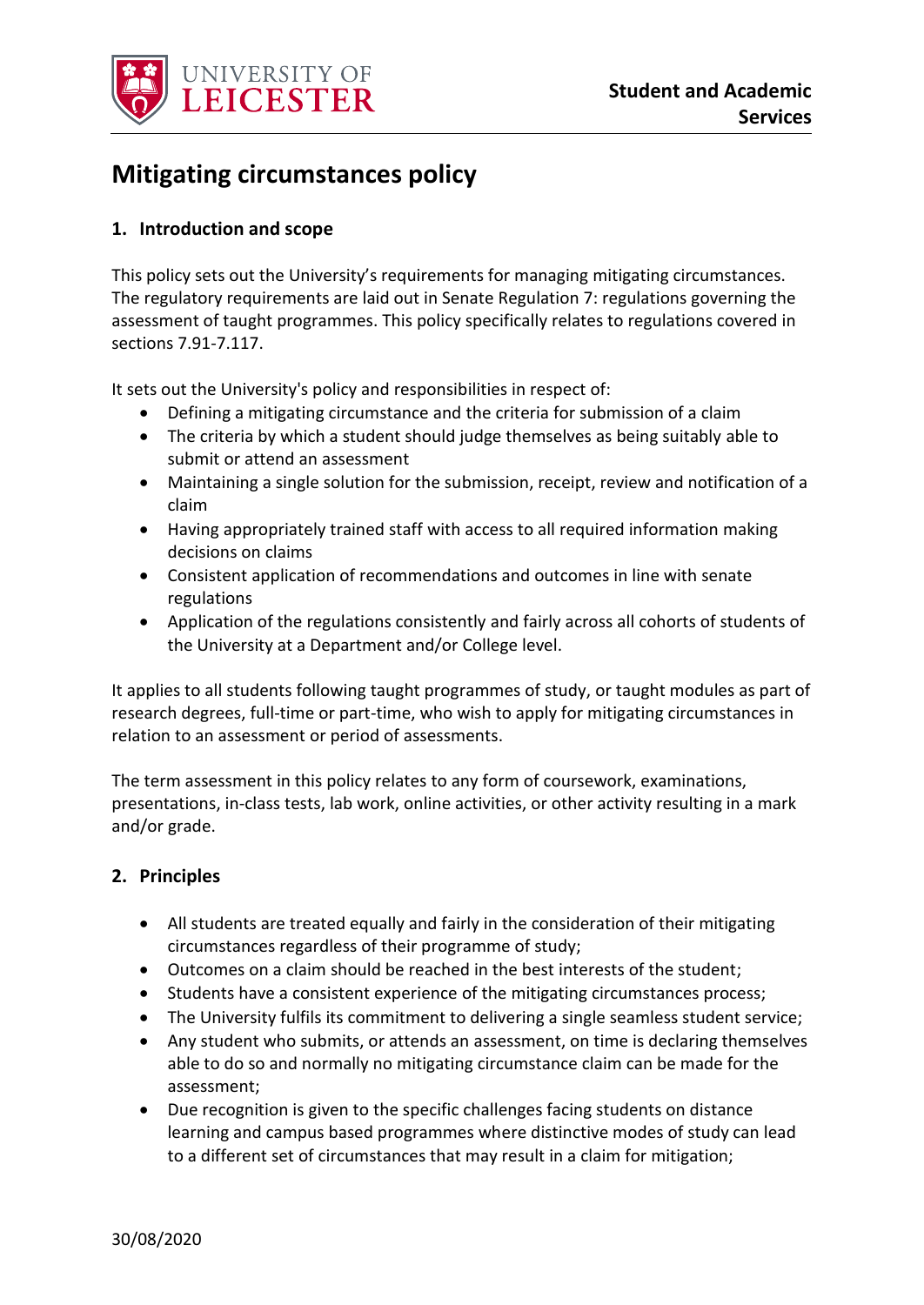# Mitigating circumstances policy

## 1. Introduction and scope

This policy sets out the University's requirements for managing mitigating circumstances. The regulatory requirements are laid out in Senate Regulation 7: regulations governing the assessment of taught programmes. This policy specifically relates to regulations covered in sections 7.91-7.117.

It sets out the University's policy and responsibilities in respect of:

- Defining a mitigating circumstance and the criteria for submission of a claim
- The criteria by which a student should judge themselves as being suitably able to submit or attend an assessment
- Maintaining a single solution for the submission, receipt, review and notification of a claim
- Having appropriately trained staff with access to all required information making decisions on claims
- Consistent application of recommendations and outcomes in line with senate regulations
- Application of the regulations consistently and fairly across all cohorts of students of the University at a Department and/or College level.

It applies to all students following taught programmes of study, or taught modules as part of research degrees, full-time or part-time, who wish to apply for mitigating circumstances in relation to an assessment or period of assessments.

The term assessment in this policy relates to any form of coursework, examinations, presentations, in-class tests, lab work, online activities, or other activity resulting in a mark and/or grade.

## 2. Principles

- All students are treated equally and fairly in the consideration of their mitigating circumstances regardless of their programme of study;
- Outcomes on a claim should be reached in the best interests of the student;
- Students have a consistent experience of the mitigating circumstances process;
- The University fulfils its commitment to delivering a single seamless student service;
- Any student who submits, or attends an assessment, on time is declaring themselves able to do so and normally no mitigating circumstance claim can be made for the assessment;
- Due recognition is given to the specific challenges facing students on distance learning and campus based programmes where distinctive modes of study can lead to a different set of circumstances that may result in a claim for mitigation;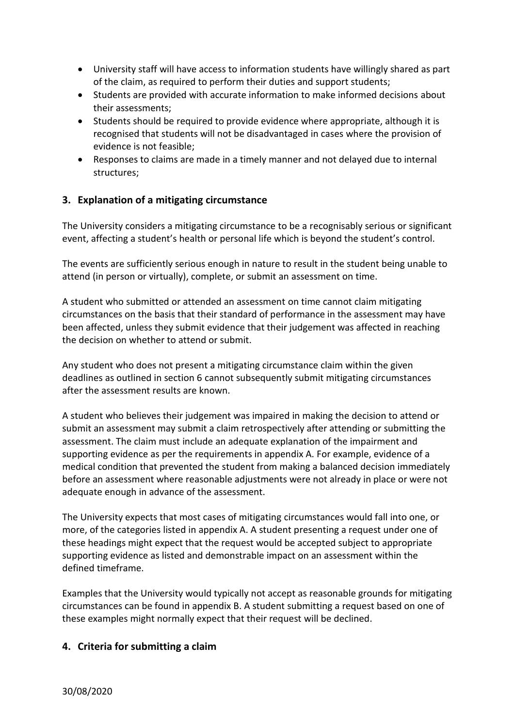- University staff will have access to information students have willingly shared as part of the claim, as required to perform their duties and support students;
- Students are provided with accurate information to make informed decisions about their assessments;
- Students should be required to provide evidence where appropriate, although it is recognised that students will not be disadvantaged in cases where the provision of evidence is not feasible;
- Responses to claims are made in a timely manner and not delayed due to internal structures;

## 3. Explanation of a mitigating circumstance

The University considers a mitigating circumstance to be a recognisably serious or significant event, affecting a student's health or personal life which is beyond the student's control.

The events are sufficiently serious enough in nature to result in the student being unable to attend (in person or virtually), complete, or submit an assessment on time.

A student who submitted or attended an assessment on time cannot claim mitigating circumstances on the basis that their standard of performance in the assessment may have been affected, unless they submit evidence that their judgement was affected in reaching the decision on whether to attend or submit.

Any student who does not present a mitigating circumstance claim within the given deadlines as outlined in section 6 cannot subsequently submit mitigating circumstances after the assessment results are known.

A student who believes their judgement was impaired in making the decision to attend or submit an assessment may submit a claim retrospectively after attending or submitting the assessment. The claim must include an adequate explanation of the impairment and supporting evidence as per the requirements in appendix A. For example, evidence of a medical condition that prevented the student from making a balanced decision immediately before an assessment where reasonable adjustments were not already in place or were not adequate enough in advance of the assessment.

The University expects that most cases of mitigating circumstances would fall into one, or more, of the categories listed in appendix A. A student presenting a request under one of these headings might expect that the request would be accepted subject to appropriate supporting evidence as listed and demonstrable impact on an assessment within the defined timeframe.

Examples that the University would typically not accept as reasonable grounds for mitigating circumstances can be found in appendix B. A student submitting a request based on one of these examples might normally expect that their request will be declined.

## 4. Criteria for submitting a claim

30/08/2020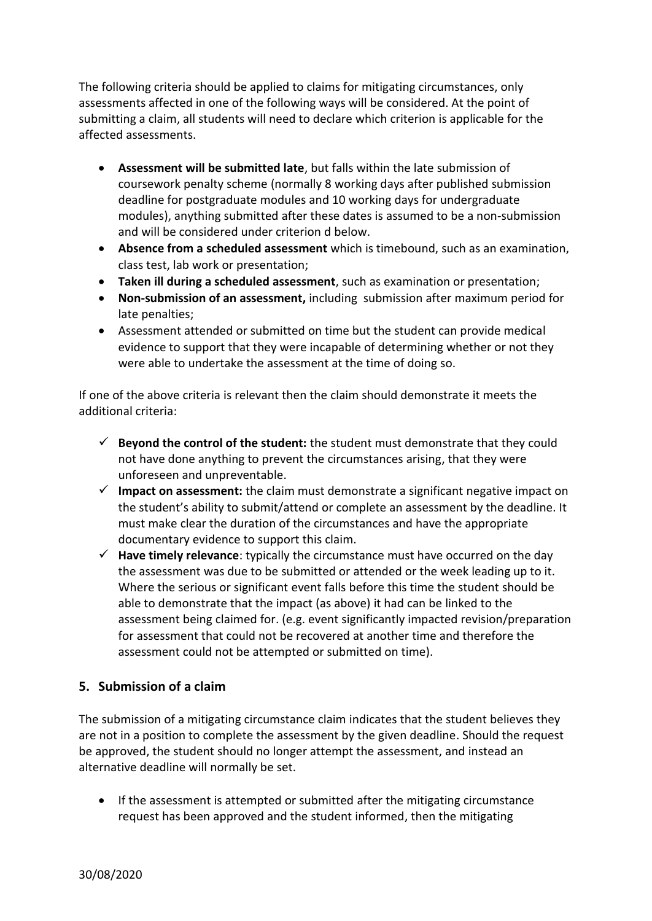The following criteria should be applied to claims for mitigating circumstances, only assessments affected in one of the following ways will be considered. At the point of submitting a claim, all students will need to declare which criterion is applicable for the affected assessments.

- **Assessment will be submitted late**, but falls within the late submission of coursework penalty scheme (normally 8 working days after published submission deadline for postgraduate modules and 10 working days for undergraduate modules), anything submitted after these dates is assumed to be a non-submission and will be considered under criterion d below.
- **Absence from a scheduled assessment** which is timebound, such as an examination, class test, lab work or presentation;
- **Taken ill during a scheduled assessment**, such as examination or presentation;
- **Non-submission of an assessment,** including submission after maximum period for late penalties;
- Assessment attended or submitted on time but the student can provide medical evidence to support that they were incapable of determining whether or not they were able to undertake the assessment at the time of doing so.

If one of the above criteria is relevant then the claim should demonstrate it meets the additional criteria:

- ✓ **Beyond the control of the student:** the student must demonstrate that they could not have done anything to prevent the circumstances arising, that they were unforeseen and unpreventable.
- ✓ **Impact on assessment:** the claim must demonstrate a significant negative impact on the student's ability to submit/attend or complete an assessment by the deadline. It must make clear the duration of the circumstances and have the appropriate documentary evidence to support this claim.
- ✓ **Have timely relevance**: typically the circumstance must have occurred on the day the assessment was due to be submitted or attended or the week leading up to it. Where the serious or significant event falls before this time the student should be able to demonstrate that the impact (as above) it had can be linked to the assessment being claimed for. (e.g. event significantly impacted revision/preparation for assessment that could not be recovered at another time and therefore the assessment could not be attempted or submitted on time).

## 5. Submission of a claim

The submission of a mitigating circumstance claim indicates that the student believes they are not in a position to complete the assessment by the given deadline. Should the request be approved, the student should no longer attempt the assessment, and instead an alternative deadline will normally be set.

- If the assessment is attempted or submitted after the mitigating circumstance request has been approved and the student informed, then the mitigating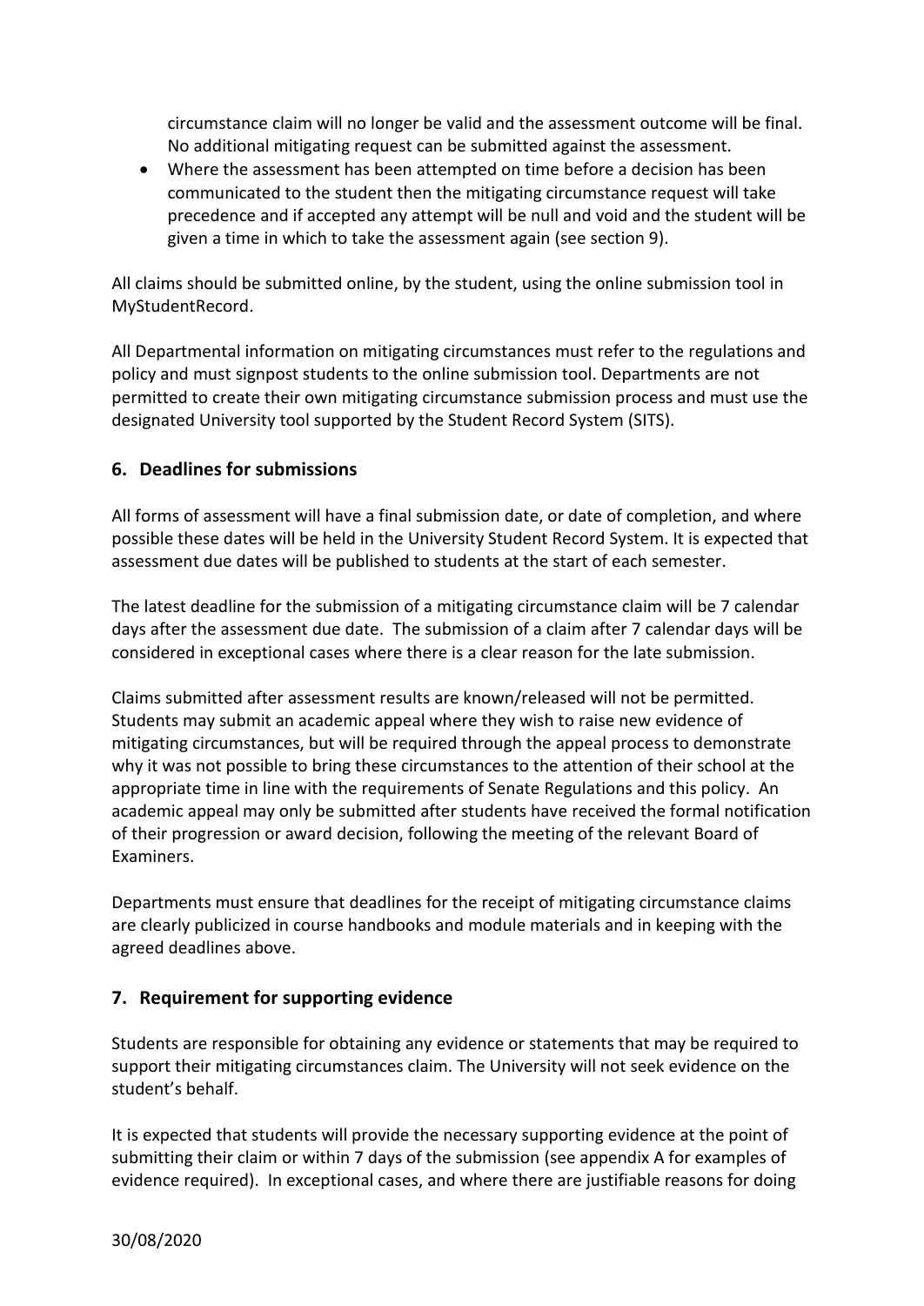circumstance claim will no longer be valid and the assessment outcome will be final. No additional mitigating request can be submitted against the assessment.

- Where the assessment has been attempted on time before a decision has been communicated to the student then the mitigating circumstance request will take precedence and if accepted any attempt will be null and void and the student will be given a time in which to take the assessment again (see section 9).

All claims should be submitted online, by the student, using the online submission tool in MyStudentRecord.

All Departmental information on mitigating circumstances must refer to the regulations and policy and must signpost students to the online submission tool. Departments are not permitted to create their own mitigating circumstance submission process and must use the designated University tool supported by the Student Record System (SITS).

## 6. Deadlines for submissions

All forms of assessment will have a final submission date, or date of completion, and where possible these dates will be held in the University Student Record System. It is expected that assessment due dates will be published to students at the start of each semester.

The latest deadline for the submission of a mitigating circumstance claim will be 7 calendar days after the assessment due date. The submission of a claim after 7 calendar days will be considered in exceptional cases where there is a clear reason for the late submission.

Claims submitted after assessment results are known/released will not be permitted. Students may submit an academic appeal where they wish to raise new evidence of mitigating circumstances, but will be required through the appeal process to demonstrate why it was not possible to bring these circumstances to the attention of their school at the appropriate time in line with the requirements of Senate Regulations and this policy. An academic appeal may only be submitted after students have received the formal notification of their progression or award decision, following the meeting of the relevant Board of Examiners.

Departments must ensure that deadlines for the receipt of mitigating circumstance claims are clearly publicized in course handbooks and module materials and in keeping with the agreed deadlines above.

## 7. Requirement for supporting evidence

Students are responsible for obtaining any evidence or statements that may be required to support their mitigating circumstances claim. The University will not seek evidence on the student's behalf.

It is expected that students will provide the necessary supporting evidence at the point of submitting their claim or within 7 days of the submission (see appendix A for examples of evidence required). In exceptional cases, and where there are justifiable reasons for doing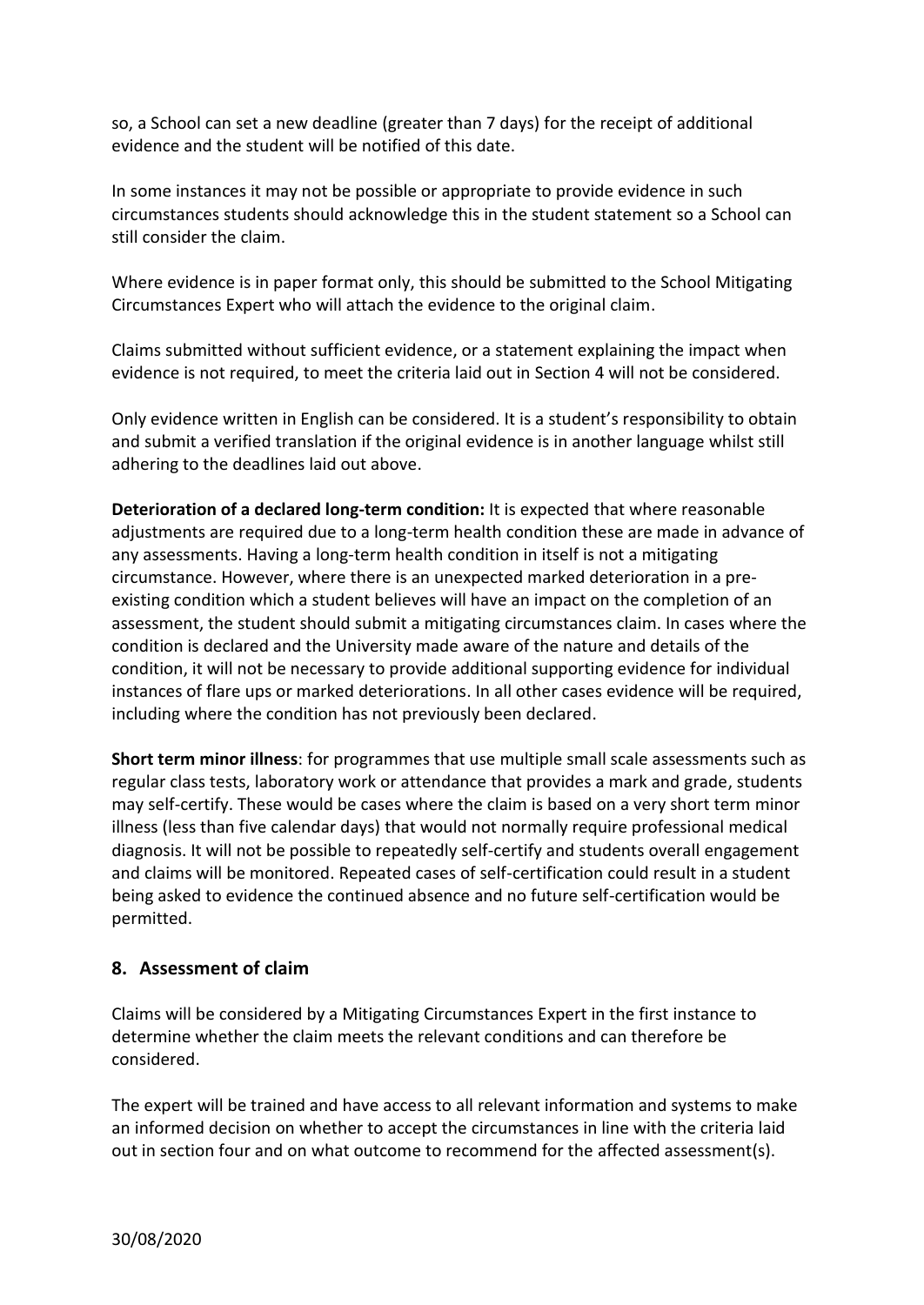so, a School can set a new deadline (greater than 7 days) for the receipt of additional evidence and the student will be notified of this date.

In some instances it may not be possible or appropriate to provide evidence in such circumstances students should acknowledge this in the student statement so a School can still consider the claim.

Where evidence is in paper format only, this should be submitted to the School Mitigating Circumstances Expert who will attach the evidence to the original claim.

Claims submitted without sufficient evidence, or a statement explaining the impact when evidence is not required, to meet the criteria laid out in Section 4 will not be considered.

Only evidence written in English can be considered. It is a student's responsibility to obtain and submit a verified translation if the original evidence is in another language whilst still adhering to the deadlines laid out above.

**Deterioration of a declared long-term condition:** It is expected that where reasonable adjustments are required due to a long-term health condition these are made in advance of any assessments. Having a long-term health condition in itself is not a mitigating circumstance. However, where there is an unexpected marked deterioration in a pre-existing condition which a student believes will have an impact on the completion of an assessment, the student should submit a mitigating circumstances claim. In cases where the condition is declared and the University made aware of the nature and details of the condition, it will not be necessary to provide additional supporting evidence for individual instances of flare ups or marked deteriorations. In all other cases evidence will be required, including where the condition has not previously been declared.

**Short term minor illness**: for programmes that use multiple small scale assessments such as regular class tests, laboratory work or attendance that provides a mark and grade, students may self-certify. These would be cases where the claim is based on a very short term minor illness (less than five calendar days) that would not normally require professional medical diagnosis. It will not be possible to repeatedly self-certify and students overall engagement and claims will be monitored. Repeated cases of self-certification could result in a student being asked to evidence the continued absence and no future self-certification would be permitted.

## 8. Assessment of claim

Claims will be considered by a Mitigating Circumstances Expert in the first instance to determine whether the claim meets the relevant conditions and can therefore be considered.

The expert will be trained and have access to all relevant information and systems to make an informed decision on whether to accept the circumstances in line with the criteria laid out in section four and on what outcome to recommend for the affected assessment(s).

30/08/2020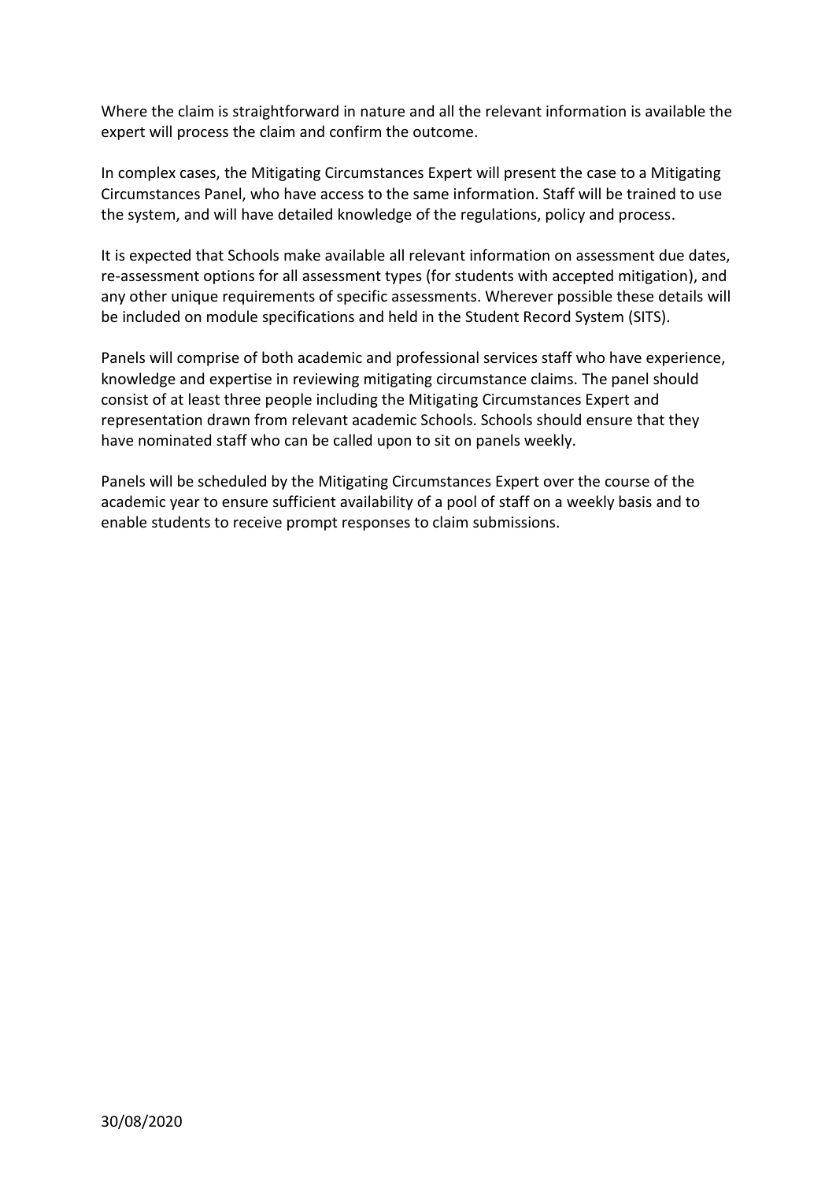Where the claim is straightforward in nature and all the relevant information is available the expert will process the claim and confirm the outcome.

In complex cases, the Mitigating Circumstances Expert will present the case to a Mitigating Circumstances Panel, who have access to the same information. Staff will be trained to use the system, and will have detailed knowledge of the regulations, policy and process.

It is expected that Schools make available all relevant information on assessment due dates, re-assessment options for all assessment types (for students with accepted mitigation), and any other unique requirements of specific assessments. Wherever possible these details will be included on module specifications and held in the Student Record System (SITS).

Panels will comprise of both academic and professional services staff who have experience, knowledge and expertise in reviewing mitigating circumstance claims. The panel should consist of at least three people including the Mitigating Circumstances Expert and representation drawn from relevant academic Schools. Schools should ensure that they have nominated staff who can be called upon to sit on panels weekly.

Panels will be scheduled by the Mitigating Circumstances Expert over the course of the academic year to ensure sufficient availability of a pool of staff on a weekly basis and to enable students to receive prompt responses to claim submissions.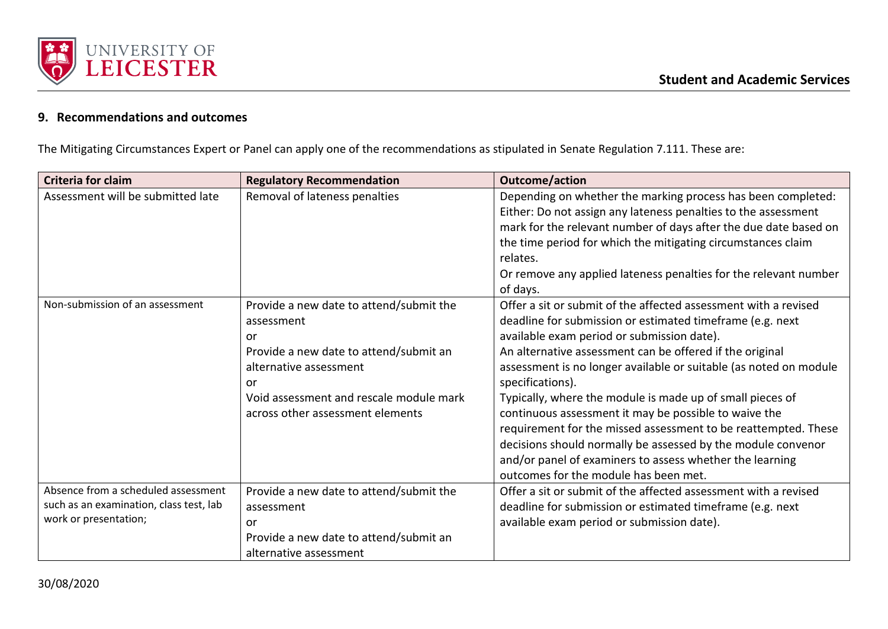## 9. Recommendations and outcomes

The Mitigating Circumstances Expert or Panel can apply one of the recommendations as stipulated in Senate Regulation 7.111. These are:

| Criteria for claim | Regulatory Recommendation | Outcome/action |
|---|---|---|
| Assessment will be submitted late | Removal of lateness penalties | Depending on whether the marking process has been completed:<br>Either: Do not assign any lateness penalties to the assessment mark for the relevant number of days after the due date based on the time period for which the mitigating circumstances claim relates.<br>Or remove any applied lateness penalties for the relevant number of days. |
| Non-submission of an assessment | Provide a new date to attend/submit the assessment<br>or<br>Provide a new date to attend/submit an alternative assessment<br>or<br>Void assessment and rescale module mark across other assessment elements | Offer a sit or submit of the affected assessment with a revised deadline for submission or estimated timeframe (e.g. next available exam period or submission date).<br>An alternative assessment can be offered if the original assessment is no longer available or suitable (as noted on module specifications).<br>Typically, where the module is made up of small pieces of continuous assessment it may be possible to waive the requirement for the missed assessment to be reattempted. These decisions should normally be assessed by the module convenor and/or panel of examiners to assess whether the learning outcomes for the module has been met. |
| Absence from a scheduled assessment such as an examination, class test, lab work or presentation; | Provide a new date to attend/submit the assessment<br>or<br>Provide a new date to attend/submit an alternative assessment | Offer a sit or submit of the affected assessment with a revised deadline for submission or estimated timeframe (e.g. next available exam period or submission date). |

30/08/2020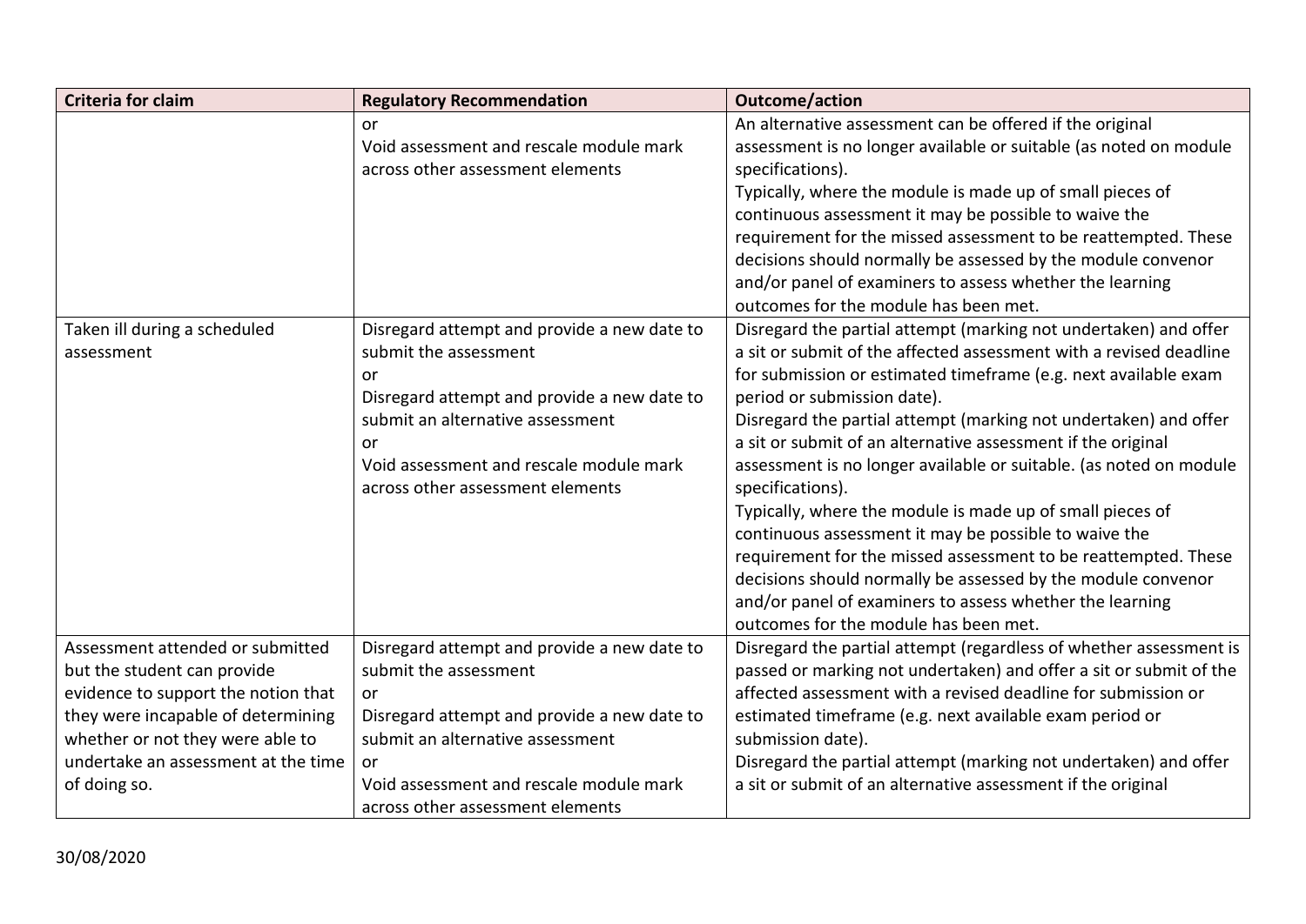| Criteria for claim | Regulatory Recommendation | Outcome/action |
|---|---|---|
| | or<br>Void assessment and rescale module mark across other assessment elements | An alternative assessment can be offered if the original assessment is no longer available or suitable (as noted on module specifications).<br>Typically, where the module is made up of small pieces of continuous assessment it may be possible to waive the requirement for the missed assessment to be reattempted. These decisions should normally be assessed by the module convenor and/or panel of examiners to assess whether the learning outcomes for the module has been met. |
| Taken ill during a scheduled assessment | Disregard attempt and provide a new date to submit the assessment<br>or<br>Disregard attempt and provide a new date to submit an alternative assessment<br>or<br>Void assessment and rescale module mark across other assessment elements | Disregard the partial attempt (marking not undertaken) and offer a sit or submit of the affected assessment with a revised deadline for submission or estimated timeframe (e.g. next available exam period or submission date).<br>Disregard the partial attempt (marking not undertaken) and offer a sit or submit of an alternative assessment if the original assessment is no longer available or suitable. (as noted on module specifications).<br>Typically, where the module is made up of small pieces of continuous assessment it may be possible to waive the requirement for the missed assessment to be reattempted. These decisions should normally be assessed by the module convenor and/or panel of examiners to assess whether the learning outcomes for the module has been met. |
| Assessment attended or submitted but the student can provide evidence to support the notion that they were incapable of determining whether or not they were able to undertake an assessment at the time of doing so. | Disregard attempt and provide a new date to submit the assessment<br>or<br>Disregard attempt and provide a new date to submit an alternative assessment<br>or<br>Void assessment and rescale module mark across other assessment elements | Disregard the partial attempt (regardless of whether assessment is passed or marking not undertaken) and offer a sit or submit of the affected assessment with a revised deadline for submission or estimated timeframe (e.g. next available exam period or submission date).<br>Disregard the partial attempt (marking not undertaken) and offer a sit or submit of an alternative assessment if the original |

30/08/2020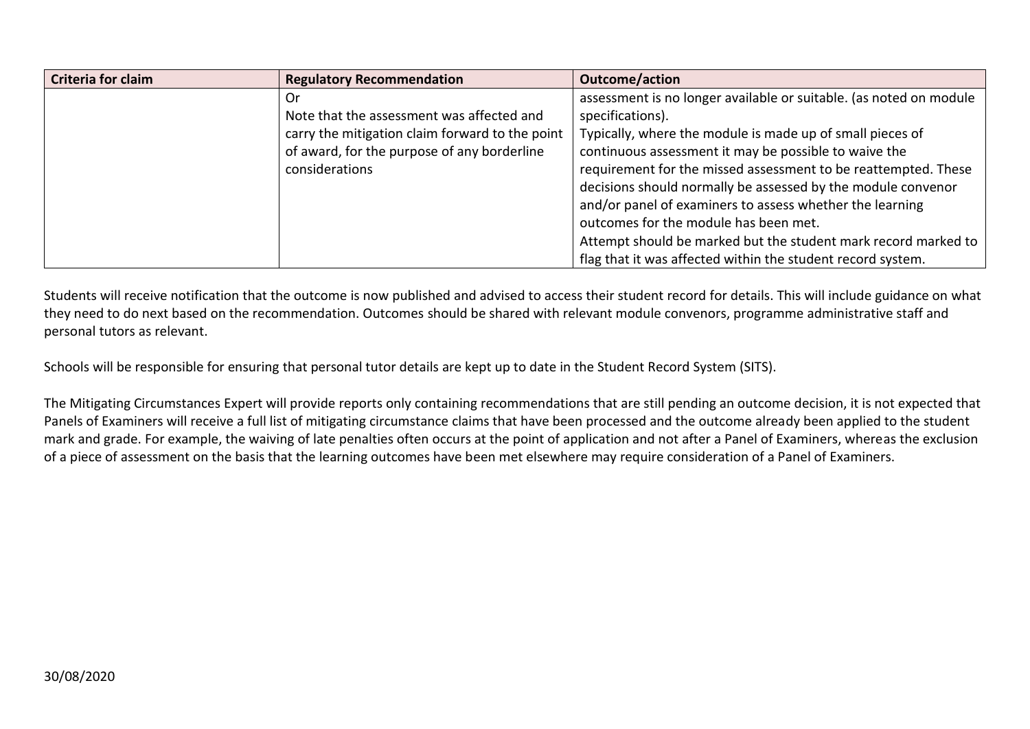| Criteria for claim | Regulatory Recommendation | Outcome/action |
| --- | --- | --- |
| | Or<br>Note that the assessment was affected and carry the mitigation claim forward to the point of award, for the purpose of any borderline considerations | assessment is no longer available or suitable. (as noted on module specifications).<br>Typically, where the module is made up of small pieces of continuous assessment it may be possible to waive the requirement for the missed assessment to be reattempted. These decisions should normally be assessed by the module convenor and/or panel of examiners to assess whether the learning outcomes for the module has been met.<br>Attempt should be marked but the student mark record marked to flag that it was affected within the student record system. |

Students will receive notification that the outcome is now published and advised to access their student record for details. This will include guidance on what they need to do next based on the recommendation. Outcomes should be shared with relevant module convenors, programme administrative staff and personal tutors as relevant.

Schools will be responsible for ensuring that personal tutor details are kept up to date in the Student Record System (SITS).

The Mitigating Circumstances Expert will provide reports only containing recommendations that are still pending an outcome decision, it is not expected that Panels of Examiners will receive a full list of mitigating circumstance claims that have been processed and the outcome already been applied to the student mark and grade. For example, the waiving of late penalties often occurs at the point of application and not after a Panel of Examiners, whereas the exclusion of a piece of assessment on the basis that the learning outcomes have been met elsewhere may require consideration of a Panel of Examiners.

30/08/2020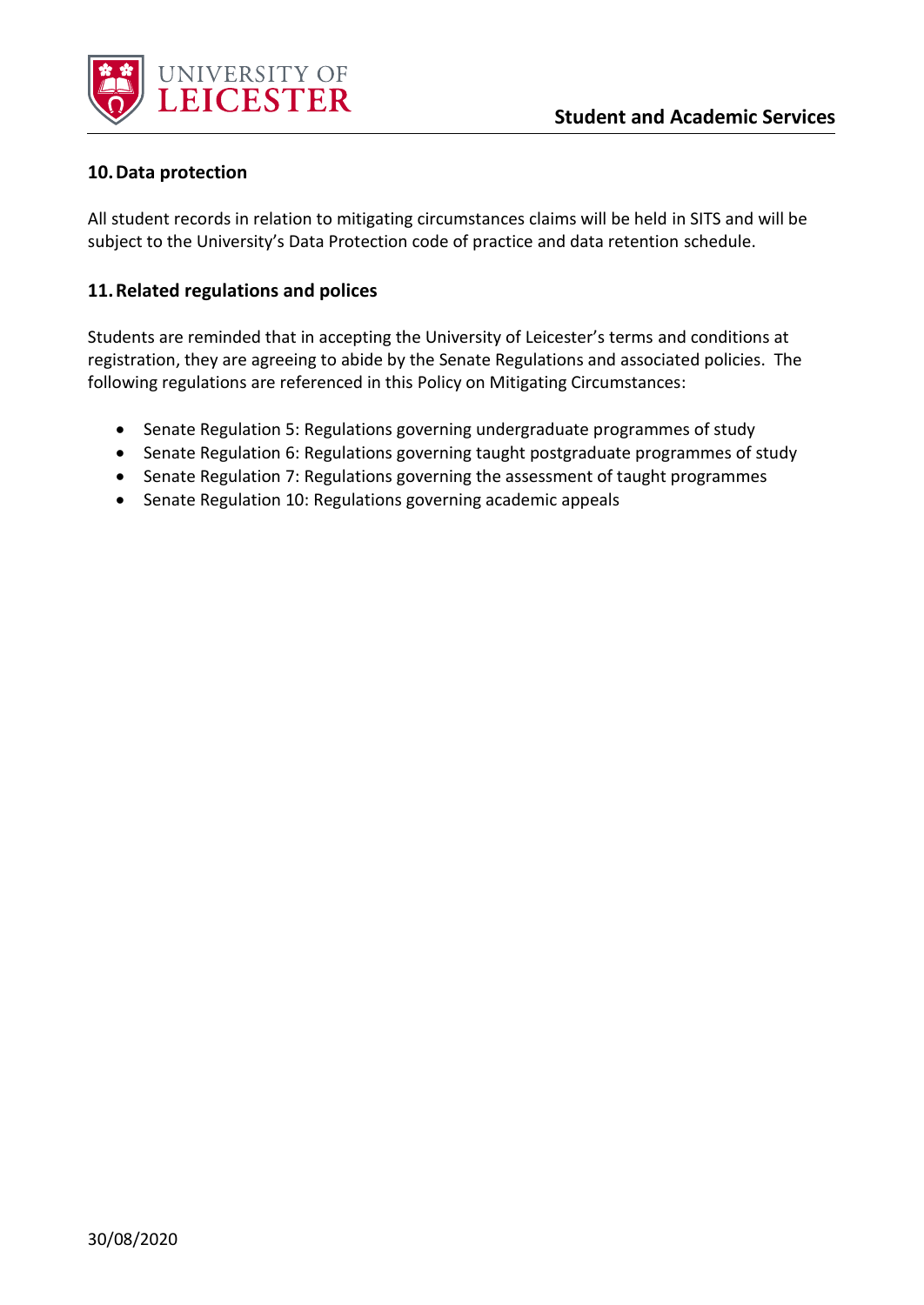## 10. Data protection

All student records in relation to mitigating circumstances claims will be held in SITS and will be subject to the University's Data Protection code of practice and data retention schedule.

## 11. Related regulations and polices

Students are reminded that in accepting the University of Leicester's terms and conditions at registration, they are agreeing to abide by the Senate Regulations and associated policies. The following regulations are referenced in this Policy on Mitigating Circumstances:

- Senate Regulation 5: Regulations governing undergraduate programmes of study
- Senate Regulation 6: Regulations governing taught postgraduate programmes of study
- Senate Regulation 7: Regulations governing the assessment of taught programmes
- Senate Regulation 10: Regulations governing academic appeals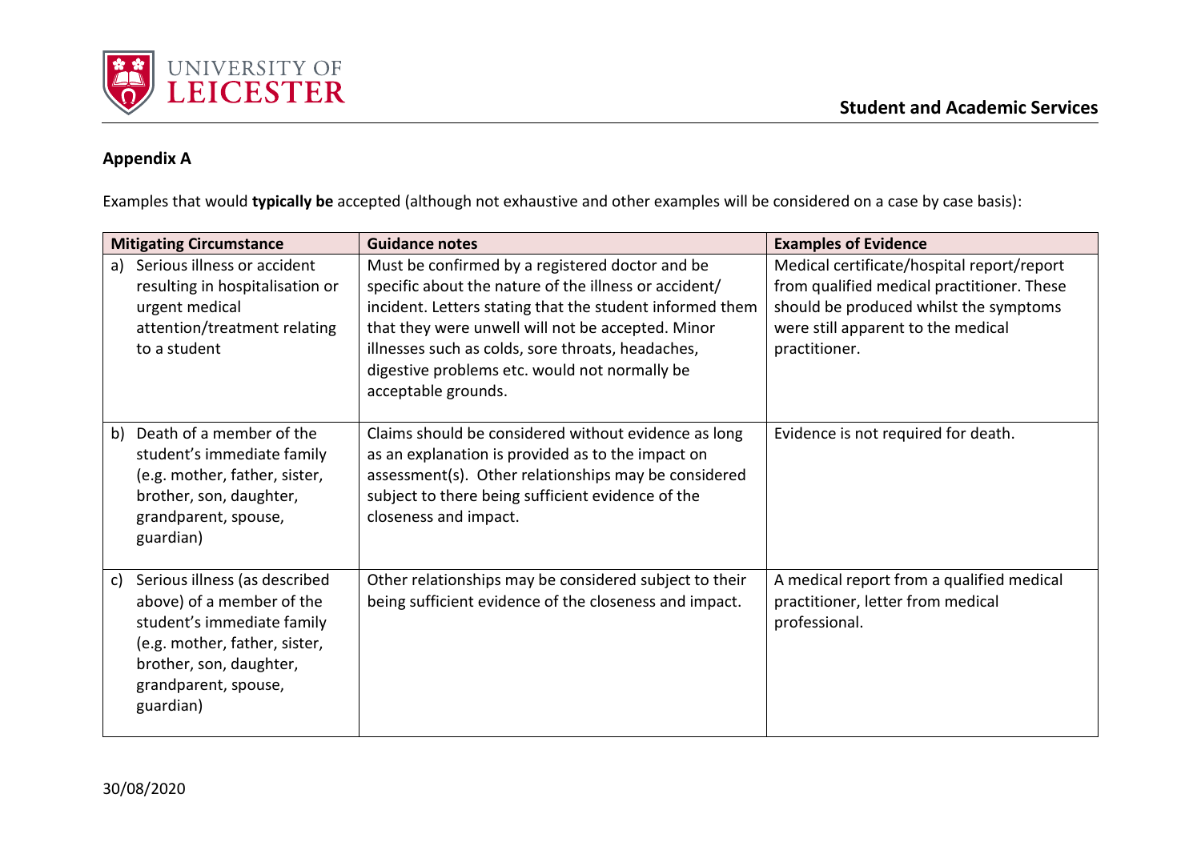## Appendix A

Examples that would **typically be** accepted (although not exhaustive and other examples will be considered on a case by case basis):

| Mitigating Circumstance | Guidance notes | Examples of Evidence |
| --- | --- | --- |
| a) Serious illness or accident resulting in hospitalisation or urgent medical attention/treatment relating to a student | Must be confirmed by a registered doctor and be specific about the nature of the illness or accident/ incident. Letters stating that the student informed them that they were unwell will not be accepted. Minor illnesses such as colds, sore throats, headaches, digestive problems etc. would not normally be acceptable grounds. | Medical certificate/hospital report/report from qualified medical practitioner. These should be produced whilst the symptoms were still apparent to the medical practitioner. |
| b) Death of a member of the student's immediate family (e.g. mother, father, sister, brother, son, daughter, grandparent, spouse, guardian) | Claims should be considered without evidence as long as an explanation is provided as to the impact on assessment(s). Other relationships may be considered subject to there being sufficient evidence of the closeness and impact. | Evidence is not required for death. |
| c) Serious illness (as described above) of a member of the student's immediate family (e.g. mother, father, sister, brother, son, daughter, grandparent, spouse, guardian) | Other relationships may be considered subject to their being sufficient evidence of the closeness and impact. | A medical report from a qualified medical practitioner, letter from medical professional. |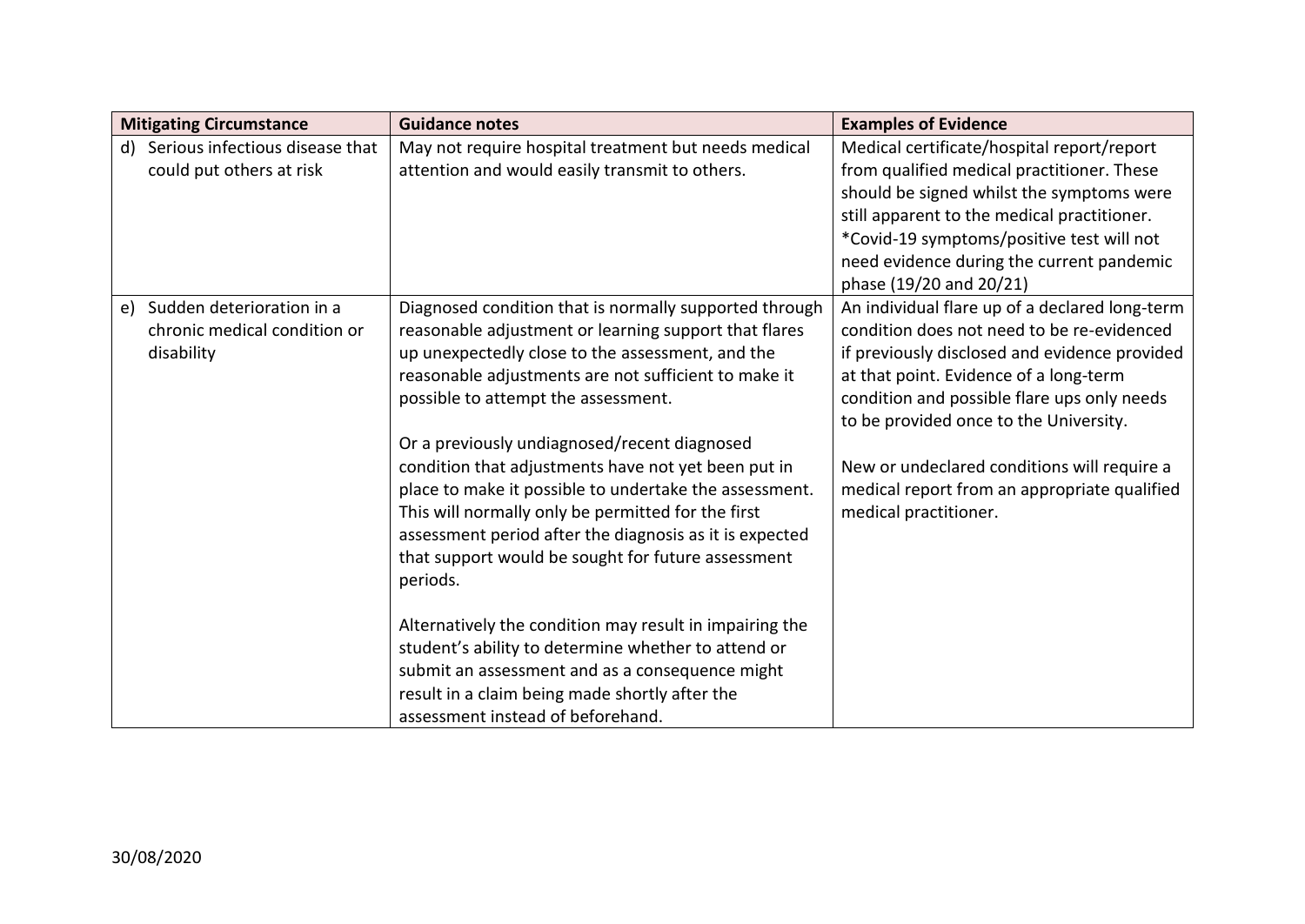| Mitigating Circumstance | Guidance notes | Examples of Evidence |
|---|---|---|
| d) Serious infectious disease that could put others at risk | May not require hospital treatment but needs medical attention and would easily transmit to others. | Medical certificate/hospital report/report from qualified medical practitioner. These should be signed whilst the symptoms were still apparent to the medical practitioner. *Covid-19 symptoms/positive test will not need evidence during the current pandemic phase (19/20 and 20/21) |
| e) Sudden deterioration in a chronic medical condition or disability | Diagnosed condition that is normally supported through reasonable adjustment or learning support that flares up unexpectedly close to the assessment, and the reasonable adjustments are not sufficient to make it possible to attempt the assessment.<br><br>Or a previously undiagnosed/recent diagnosed condition that adjustments have not yet been put in place to make it possible to undertake the assessment. This will normally only be permitted for the first assessment period after the diagnosis as it is expected that support would be sought for future assessment periods.<br><br>Alternatively the condition may result in impairing the student's ability to determine whether to attend or submit an assessment and as a consequence might result in a claim being made shortly after the assessment instead of beforehand. | An individual flare up of a declared long-term condition does not need to be re-evidenced if previously disclosed and evidence provided at that point. Evidence of a long-term condition and possible flare ups only needs to be provided once to the University.<br><br>New or undeclared conditions will require a medical report from an appropriate qualified medical practitioner. |

30/08/2020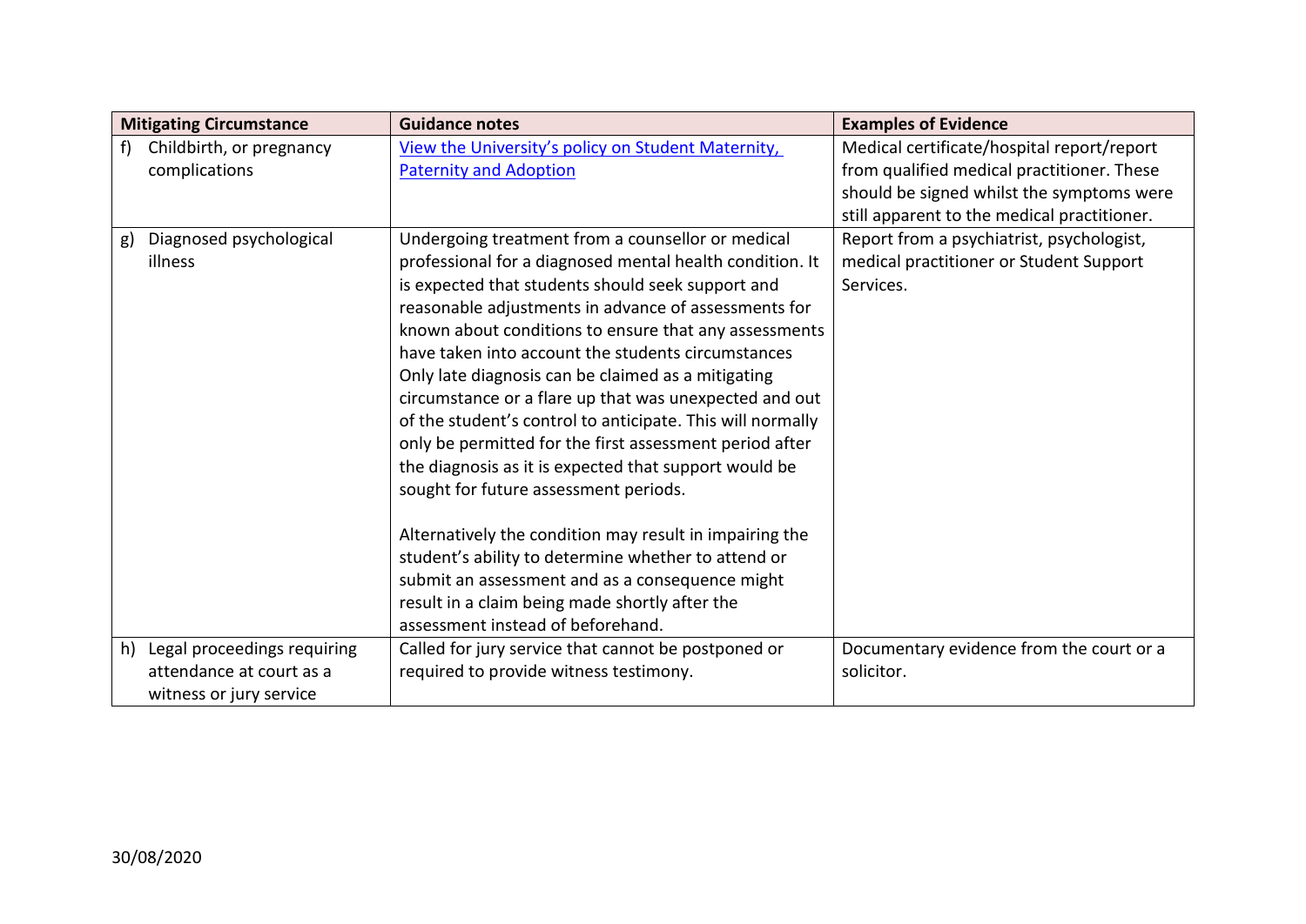| Mitigating Circumstance | Guidance notes | Examples of Evidence |
| --- | --- | --- |
| f) Childbirth, or pregnancy complications | [View the University's policy on Student Maternity, Paternity and Adoption](#) | Medical certificate/hospital report/report from qualified medical practitioner. These should be signed whilst the symptoms were still apparent to the medical practitioner. |
| g) Diagnosed psychological illness | Undergoing treatment from a counsellor or medical professional for a diagnosed mental health condition. It is expected that students should seek support and reasonable adjustments in advance of assessments for known about conditions to ensure that any assessments have taken into account the students circumstances Only late diagnosis can be claimed as a mitigating circumstance or a flare up that was unexpected and out of the student's control to anticipate. This will normally only be permitted for the first assessment period after the diagnosis as it is expected that support would be sought for future assessment periods.<br><br>Alternatively the condition may result in impairing the student's ability to determine whether to attend or submit an assessment and as a consequence might result in a claim being made shortly after the assessment instead of beforehand. | Report from a psychiatrist, psychologist, medical practitioner or Student Support Services. |
| h) Legal proceedings requiring attendance at court as a witness or jury service | Called for jury service that cannot be postponed or required to provide witness testimony. | Documentary evidence from the court or a solicitor. |

30/08/2020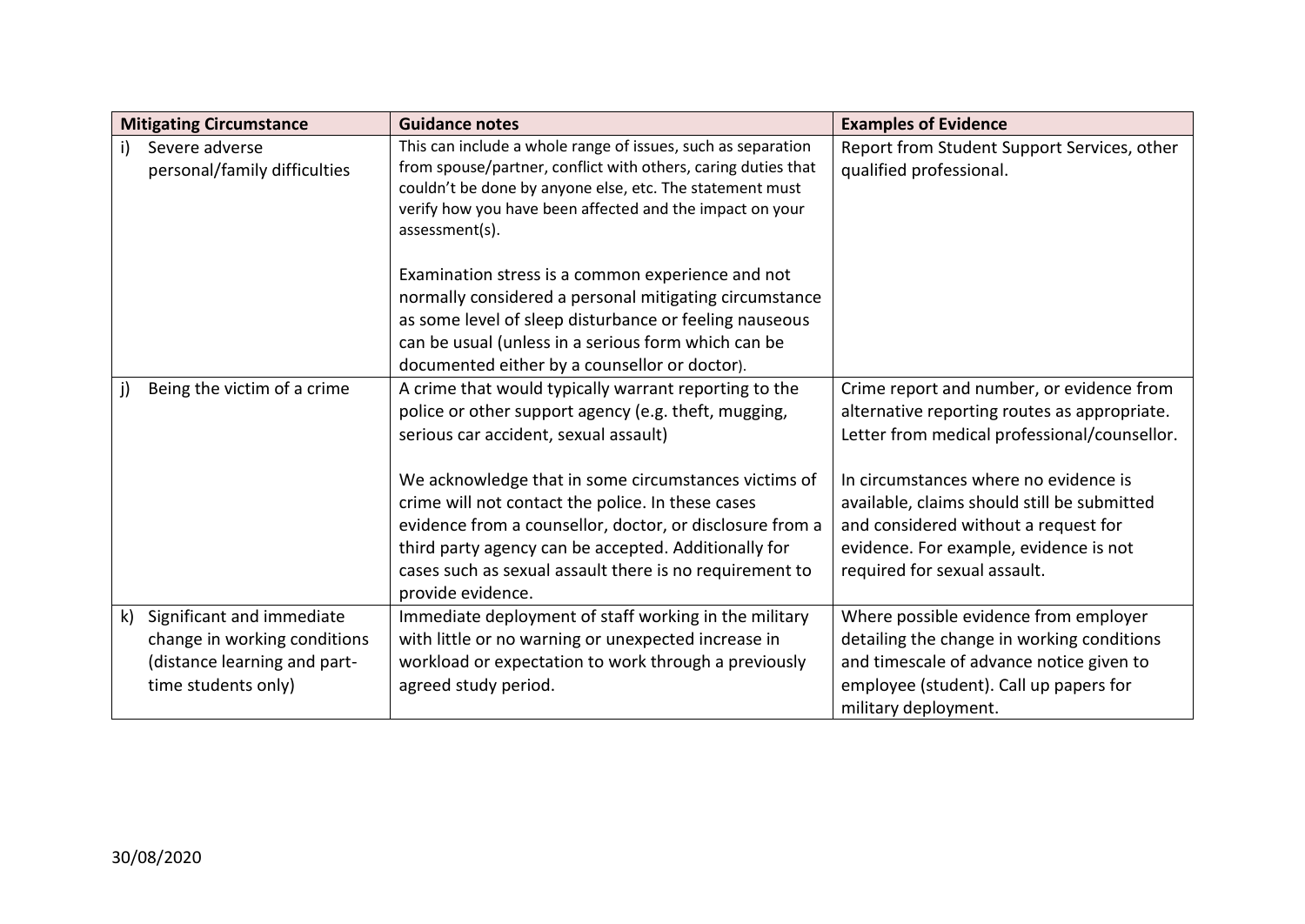| Mitigating Circumstance | Guidance notes | Examples of Evidence |
| --- | --- | --- |
| i) Severe adverse personal/family difficulties | This can include a whole range of issues, such as separation from spouse/partner, conflict with others, caring duties that couldn't be done by anyone else, etc. The statement must verify how you have been affected and the impact on your assessment(s).<br><br>Examination stress is a common experience and not normally considered a personal mitigating circumstance as some level of sleep disturbance or feeling nauseous can be usual (unless in a serious form which can be documented either by a counsellor or doctor). | Report from Student Support Services, other qualified professional. |
| j) Being the victim of a crime | A crime that would typically warrant reporting to the police or other support agency (e.g. theft, mugging, serious car accident, sexual assault)<br><br>We acknowledge that in some circumstances victims of crime will not contact the police. In these cases evidence from a counsellor, doctor, or disclosure from a third party agency can be accepted. Additionally for cases such as sexual assault there is no requirement to provide evidence. | Crime report and number, or evidence from alternative reporting routes as appropriate. Letter from medical professional/counsellor.<br><br>In circumstances where no evidence is available, claims should still be submitted and considered without a request for evidence. For example, evidence is not required for sexual assault. |
| k) Significant and immediate change in working conditions (distance learning and part-time students only) | Immediate deployment of staff working in the military with little or no warning or unexpected increase in workload or expectation to work through a previously agreed study period. | Where possible evidence from employer detailing the change in working conditions and timescale of advance notice given to employee (student). Call up papers for military deployment. |

30/08/2020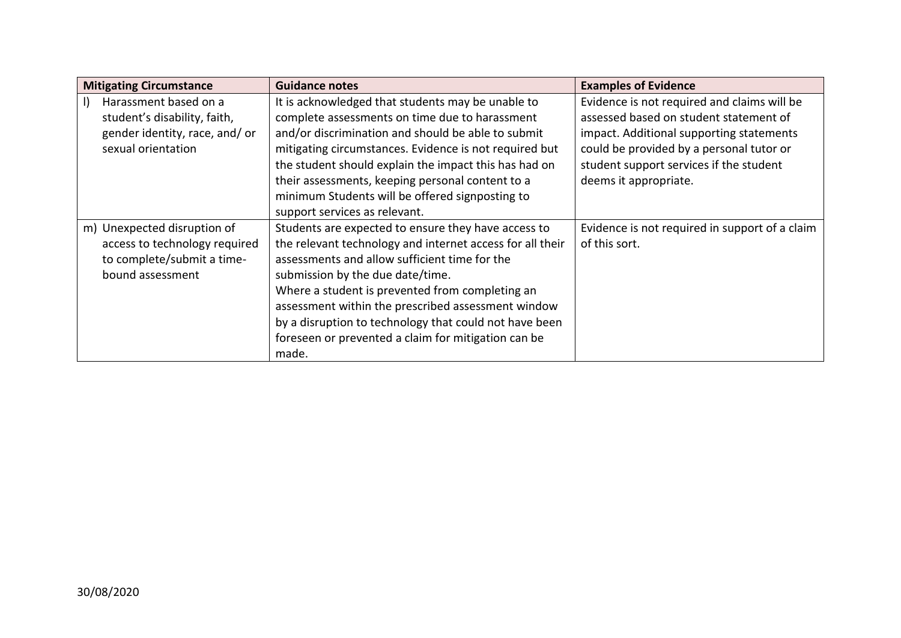| Mitigating Circumstance | Guidance notes | Examples of Evidence |
| --- | --- | --- |
| l) Harassment based on a student's disability, faith, gender identity, race, and/ or sexual orientation | It is acknowledged that students may be unable to complete assessments on time due to harassment and/or discrimination and should be able to submit mitigating circumstances. Evidence is not required but the student should explain the impact this has had on their assessments, keeping personal content to a minimum Students will be offered signposting to support services as relevant. | Evidence is not required and claims will be assessed based on student statement of impact. Additional supporting statements could be provided by a personal tutor or student support services if the student deems it appropriate. |
| m) Unexpected disruption of access to technology required to complete/submit a time-bound assessment | Students are expected to ensure they have access to the relevant technology and internet access for all their assessments and allow sufficient time for the submission by the due date/time.<br>Where a student is prevented from completing an assessment within the prescribed assessment window by a disruption to technology that could not have been foreseen or prevented a claim for mitigation can be made. | Evidence is not required in support of a claim of this sort. |

30/08/2020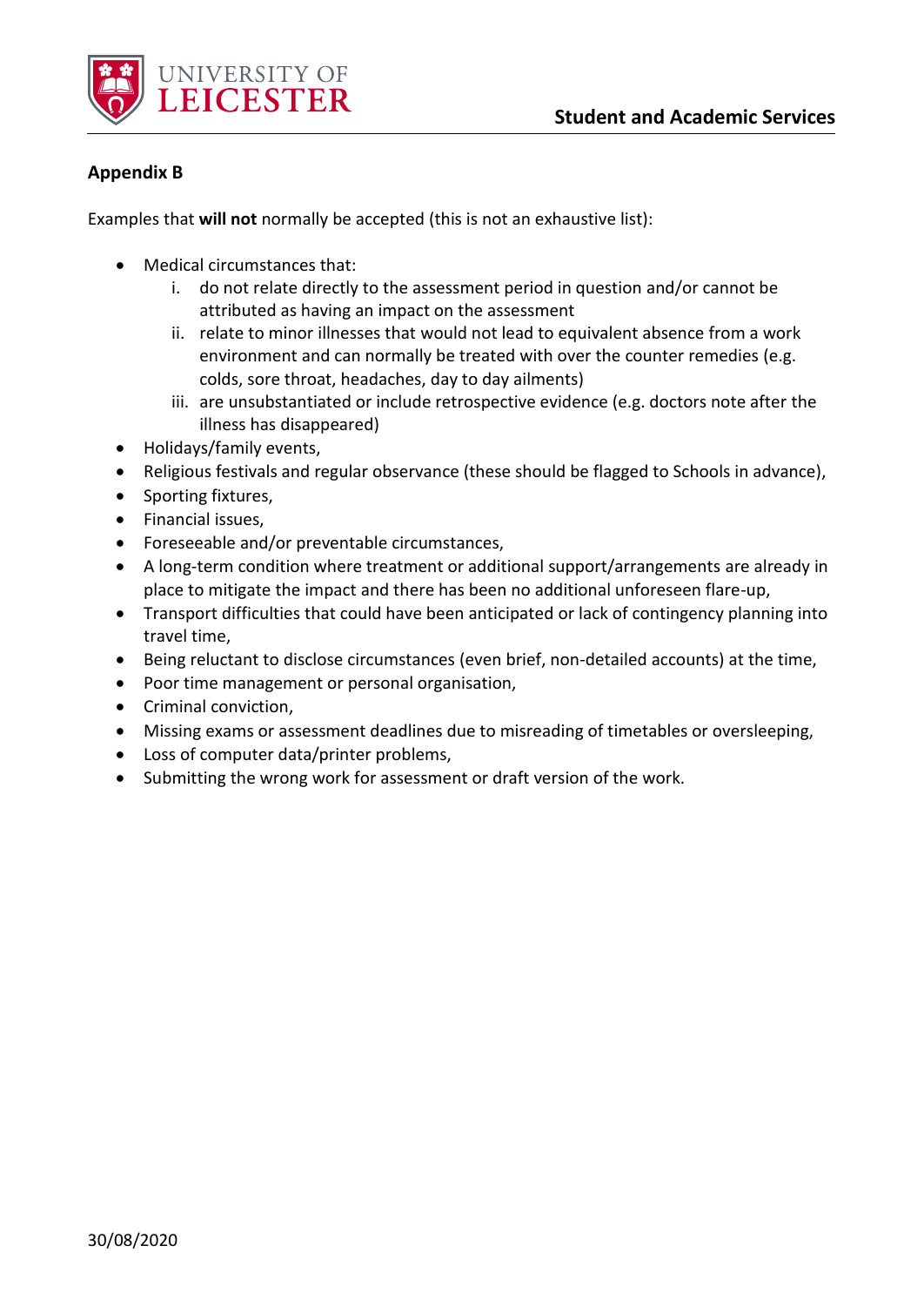## Appendix B

Examples that **will not** normally be accepted (this is not an exhaustive list):

- Medical circumstances that:
    i. do not relate directly to the assessment period in question and/or cannot be attributed as having an impact on the assessment
    ii. relate to minor illnesses that would not lead to equivalent absence from a work environment and can normally be treated with over the counter remedies (e.g. colds, sore throat, headaches, day to day ailments)
    iii. are unsubstantiated or include retrospective evidence (e.g. doctors note after the illness has disappeared)
- Holidays/family events,
- Religious festivals and regular observance (these should be flagged to Schools in advance),
- Sporting fixtures,
- Financial issues,
- Foreseeable and/or preventable circumstances,
- A long-term condition where treatment or additional support/arrangements are already in place to mitigate the impact and there has been no additional unforeseen flare-up,
- Transport difficulties that could have been anticipated or lack of contingency planning into travel time,
- Being reluctant to disclose circumstances (even brief, non-detailed accounts) at the time,
- Poor time management or personal organisation,
- Criminal conviction,
- Missing exams or assessment deadlines due to misreading of timetables or oversleeping,
- Loss of computer data/printer problems,
- Submitting the wrong work for assessment or draft version of the work.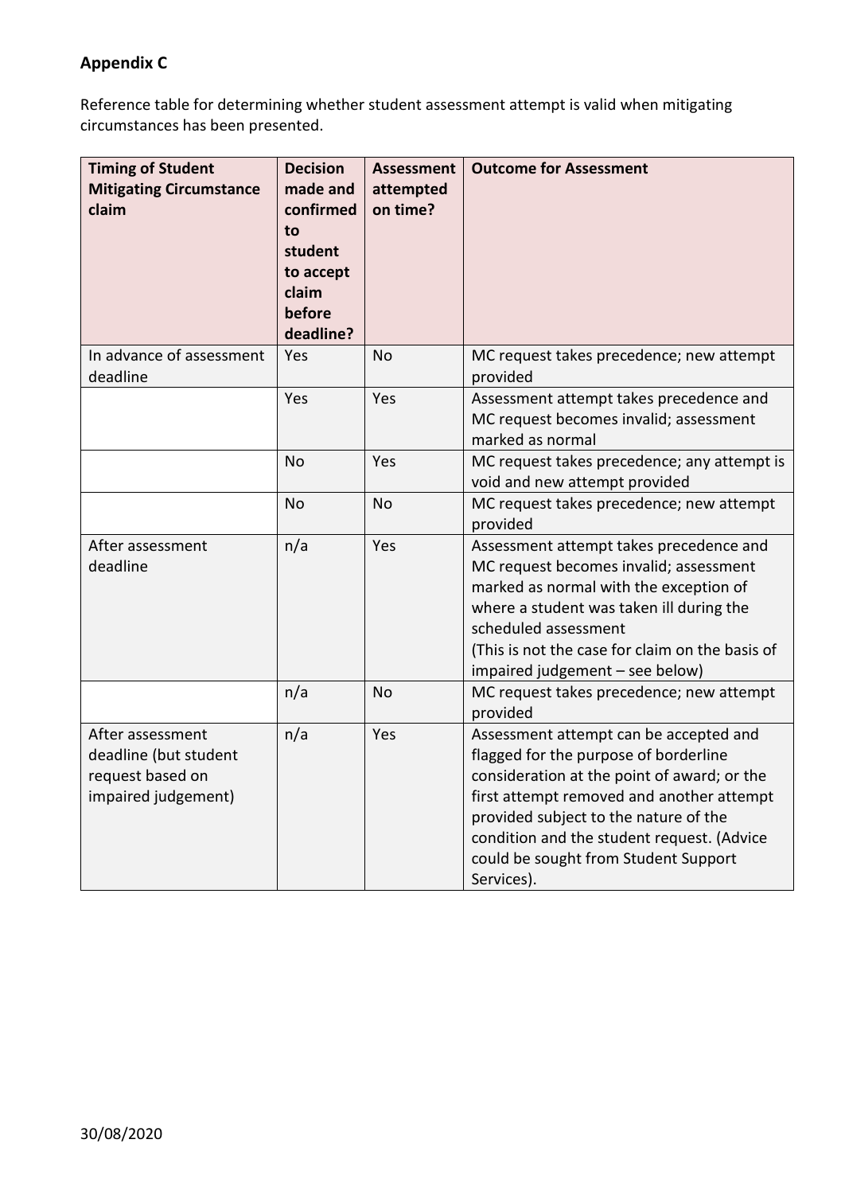## Appendix C

Reference table for determining whether student assessment attempt is valid when mitigating circumstances has been presented.

| Timing of Student Mitigating Circumstance claim | Decision made and confirmed to student to accept claim before deadline? | Assessment attempted on time? | Outcome for Assessment |
|---|---|---|---|
| In advance of assessment deadline | Yes | No | MC request takes precedence; new attempt provided |
| | Yes | Yes | Assessment attempt takes precedence and MC request becomes invalid; assessment marked as normal |
| | No | Yes | MC request takes precedence; any attempt is void and new attempt provided |
| | No | No | MC request takes precedence; new attempt provided |
| After assessment deadline | n/a | Yes | Assessment attempt takes precedence and MC request becomes invalid; assessment marked as normal with the exception of where a student was taken ill during the scheduled assessment<br>(This is not the case for claim on the basis of impaired judgement – see below) |
| | n/a | No | MC request takes precedence; new attempt provided |
| After assessment deadline (but student request based on impaired judgement) | n/a | Yes | Assessment attempt can be accepted and flagged for the purpose of borderline consideration at the point of award; or the first attempt removed and another attempt provided subject to the nature of the condition and the student request. (Advice could be sought from Student Support Services). |

30/08/2020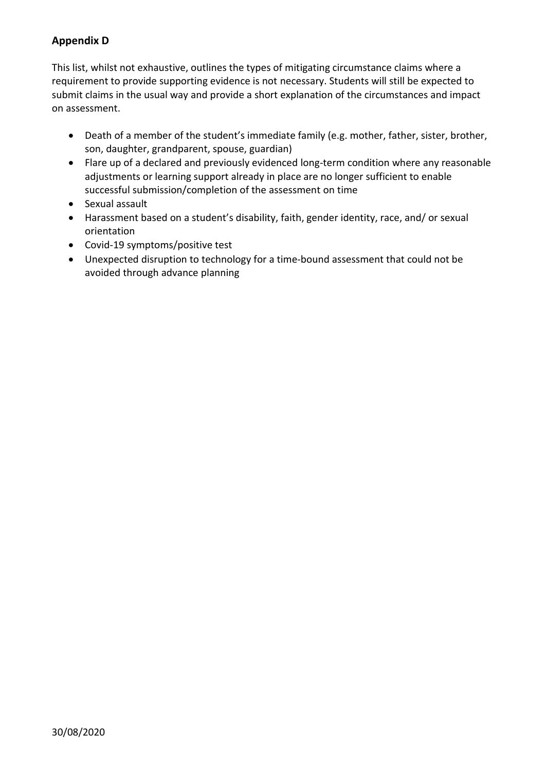## Appendix D

This list, whilst not exhaustive, outlines the types of mitigating circumstance claims where a requirement to provide supporting evidence is not necessary. Students will still be expected to submit claims in the usual way and provide a short explanation of the circumstances and impact on assessment.

- Death of a member of the student's immediate family (e.g. mother, father, sister, brother, son, daughter, grandparent, spouse, guardian)
- Flare up of a declared and previously evidenced long-term condition where any reasonable adjustments or learning support already in place are no longer sufficient to enable successful submission/completion of the assessment on time
- Sexual assault
- Harassment based on a student's disability, faith, gender identity, race, and/ or sexual orientation
- Covid-19 symptoms/positive test
- Unexpected disruption to technology for a time-bound assessment that could not be avoided through advance planning

30/08/2020